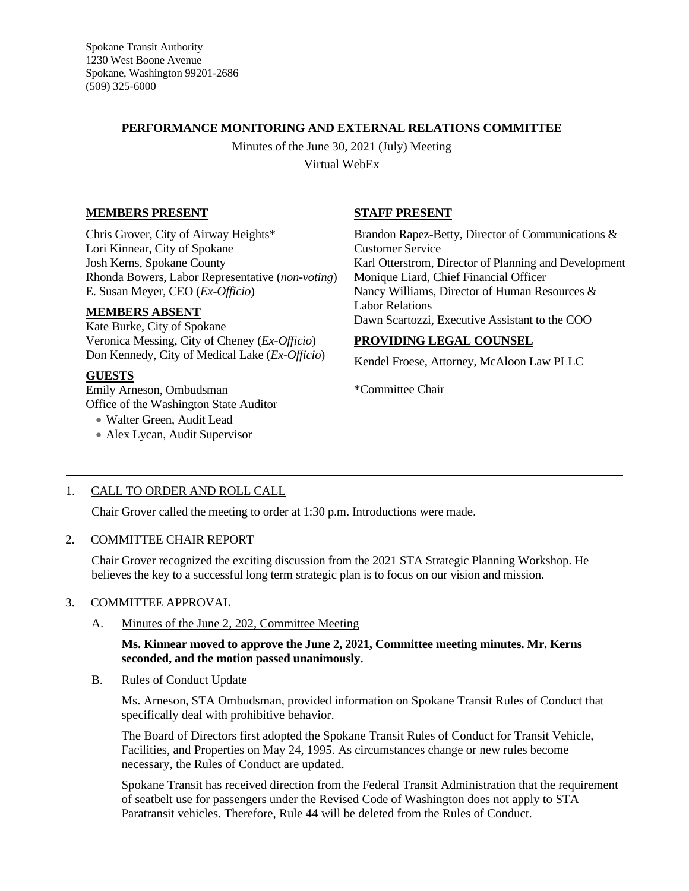Spokane Transit Authority
1230 West Boone Avenue
Spokane, Washington 99201-2686
(509) 325-6000

## PERFORMANCE MONITORING AND EXTERNAL RELATIONS COMMITTEE

Minutes of the June 30, 2021 (July) Meeting
Virtual WebEx

**MEMBERS PRESENT**

Chris Grover, City of Airway Heights*
Lori Kinnear, City of Spokane
Josh Kerns, Spokane County
Rhonda Bowers, Labor Representative (*non-voting*)
E. Susan Meyer, CEO (*Ex-Officio*)

**MEMBERS ABSENT**

Kate Burke, City of Spokane
Veronica Messing, City of Cheney (*Ex-Officio*)
Don Kennedy, City of Medical Lake (*Ex-Officio*)

**GUESTS**

Emily Arneson, Ombudsman
Office of the Washington State Auditor

- Walter Green, Audit Lead
- Alex Lycan, Audit Supervisor

**STAFF PRESENT**

Brandon Rapez-Betty, Director of Communications & Customer Service
Karl Otterstrom, Director of Planning and Development
Monique Liard, Chief Financial Officer
Nancy Williams, Director of Human Resources & Labor Relations
Dawn Scartozzi, Executive Assistant to the COO

**PROVIDING LEGAL COUNSEL**

Kendel Froese, Attorney, McAloon Law PLLC

*Committee Chair

---

1. CALL TO ORDER AND ROLL CALL

   Chair Grover called the meeting to order at 1:30 p.m. Introductions were made.

2. COMMITTEE CHAIR REPORT

   Chair Grover recognized the exciting discussion from the 2021 STA Strategic Planning Workshop. He believes the key to a successful long term strategic plan is to focus on our vision and mission.

3. COMMITTEE APPROVAL

   A. Minutes of the June 2, 202, Committee Meeting

      **Ms. Kinnear moved to approve the June 2, 2021, Committee meeting minutes. Mr. Kerns seconded, and the motion passed unanimously.**

   B. Rules of Conduct Update

      Ms. Arneson, STA Ombudsman, provided information on Spokane Transit Rules of Conduct that specifically deal with prohibitive behavior.

      The Board of Directors first adopted the Spokane Transit Rules of Conduct for Transit Vehicle, Facilities, and Properties on May 24, 1995. As circumstances change or new rules become necessary, the Rules of Conduct are updated.

      Spokane Transit has received direction from the Federal Transit Administration that the requirement of seatbelt use for passengers under the Revised Code of Washington does not apply to STA Paratransit vehicles. Therefore, Rule 44 will be deleted from the Rules of Conduct.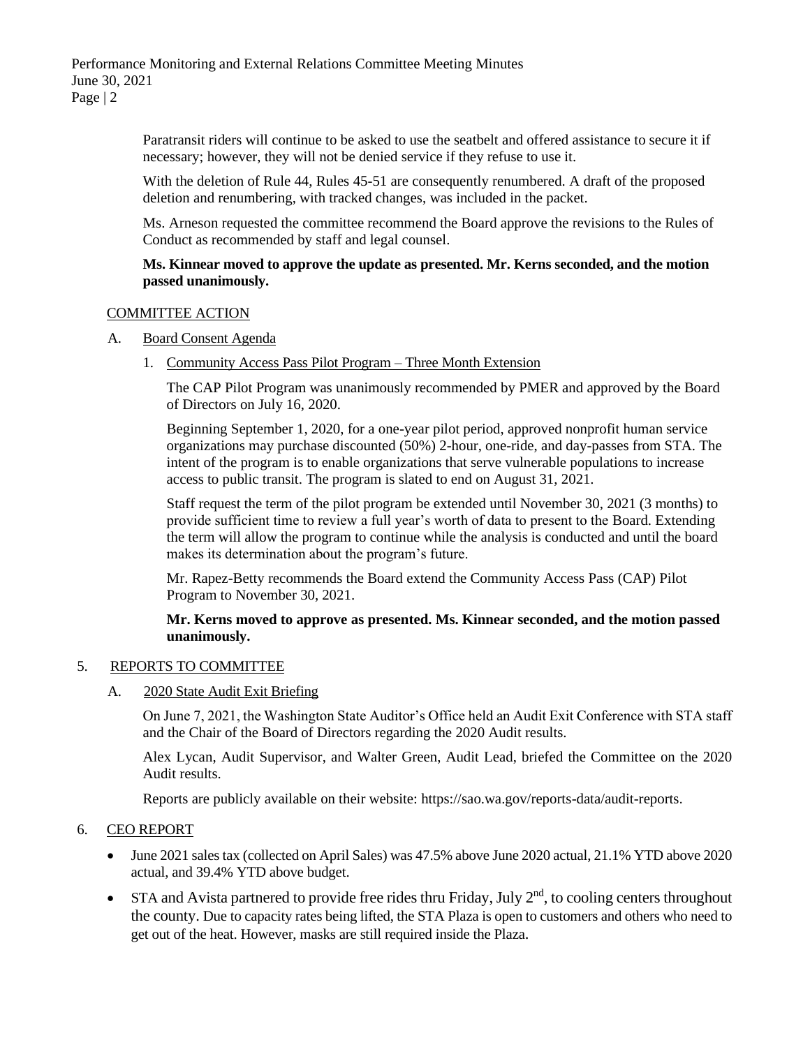Paratransit riders will continue to be asked to use the seatbelt and offered assistance to secure it if necessary; however, they will not be denied service if they refuse to use it.

With the deletion of Rule 44, Rules 45-51 are consequently renumbered. A draft of the proposed deletion and renumbering, with tracked changes, was included in the packet.

Ms. Arneson requested the committee recommend the Board approve the revisions to the Rules of Conduct as recommended by staff and legal counsel.

**Ms. Kinnear moved to approve the update as presented. Mr. Kerns seconded, and the motion passed unanimously.**

COMMITTEE ACTION

A. Board Consent Agenda

1. Community Access Pass Pilot Program – Three Month Extension

The CAP Pilot Program was unanimously recommended by PMER and approved by the Board of Directors on July 16, 2020.

Beginning September 1, 2020, for a one-year pilot period, approved nonprofit human service organizations may purchase discounted (50%) 2-hour, one-ride, and day-passes from STA. The intent of the program is to enable organizations that serve vulnerable populations to increase access to public transit. The program is slated to end on August 31, 2021.

Staff request the term of the pilot program be extended until November 30, 2021 (3 months) to provide sufficient time to review a full year's worth of data to present to the Board. Extending the term will allow the program to continue while the analysis is conducted and until the board makes its determination about the program's future.

Mr. Rapez-Betty recommends the Board extend the Community Access Pass (CAP) Pilot Program to November 30, 2021.

**Mr. Kerns moved to approve as presented. Ms. Kinnear seconded, and the motion passed unanimously.**

5. REPORTS TO COMMITTEE

A. 2020 State Audit Exit Briefing

On June 7, 2021, the Washington State Auditor's Office held an Audit Exit Conference with STA staff and the Chair of the Board of Directors regarding the 2020 Audit results.

Alex Lycan, Audit Supervisor, and Walter Green, Audit Lead, briefed the Committee on the 2020 Audit results.

Reports are publicly available on their website: https://sao.wa.gov/reports-data/audit-reports.

6. CEO REPORT

- June 2021 sales tax (collected on April Sales) was 47.5% above June 2020 actual, 21.1% YTD above 2020 actual, and 39.4% YTD above budget.
- STA and Avista partnered to provide free rides thru Friday, July 2nd, to cooling centers throughout the county. Due to capacity rates being lifted, the STA Plaza is open to customers and others who need to get out of the heat. However, masks are still required inside the Plaza.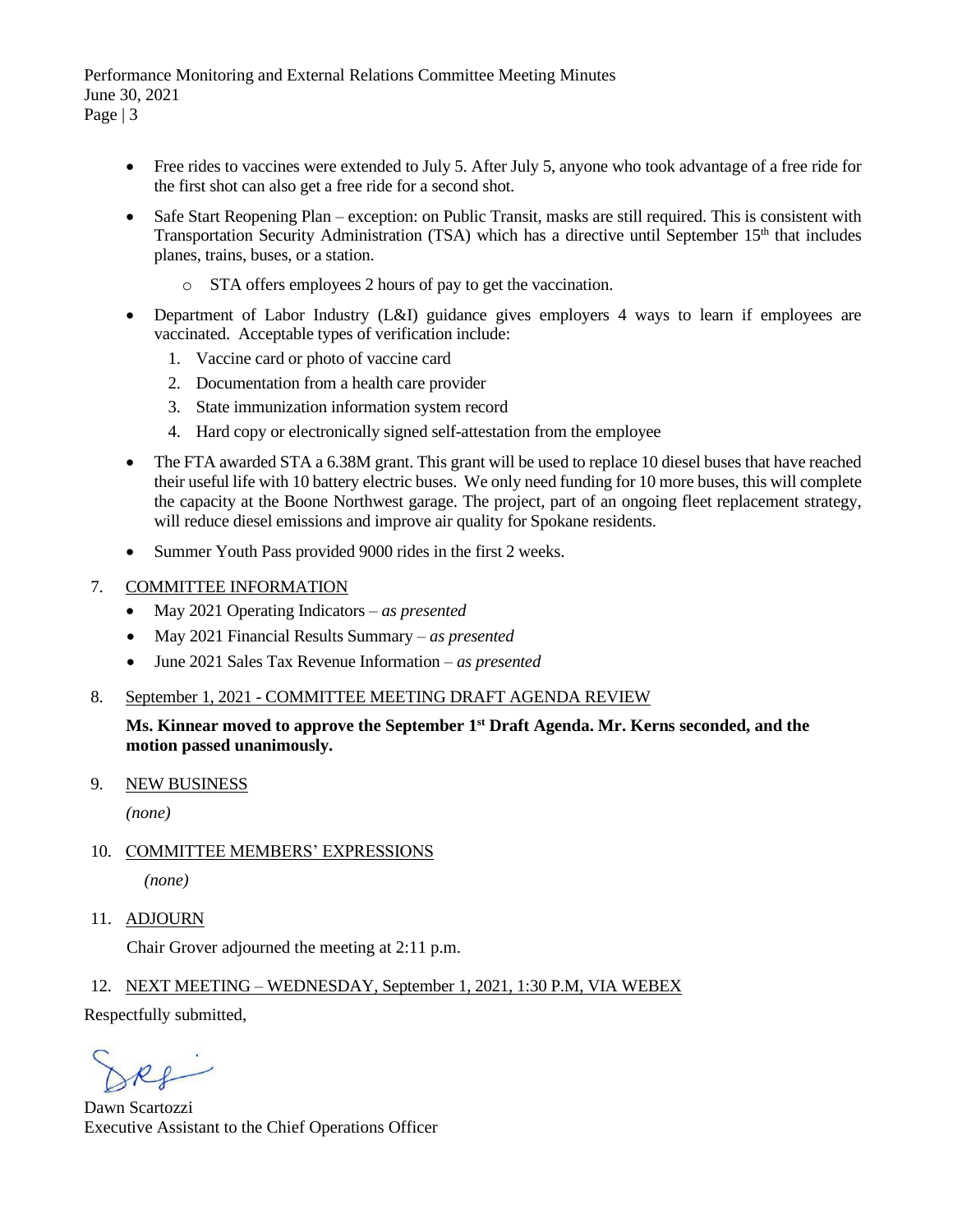- Free rides to vaccines were extended to July 5. After July 5, anyone who took advantage of a free ride for the first shot can also get a free ride for a second shot.
- Safe Start Reopening Plan – exception: on Public Transit, masks are still required. This is consistent with Transportation Security Administration (TSA) which has a directive until September 15th that includes planes, trains, buses, or a station.
    - STA offers employees 2 hours of pay to get the vaccination.
- Department of Labor Industry (L&I) guidance gives employers 4 ways to learn if employees are vaccinated. Acceptable types of verification include:
    1. Vaccine card or photo of vaccine card
    2. Documentation from a health care provider
    3. State immunization information system record
    4. Hard copy or electronically signed self-attestation from the employee
- The FTA awarded STA a 6.38M grant. This grant will be used to replace 10 diesel buses that have reached their useful life with 10 battery electric buses. We only need funding for 10 more buses, this will complete the capacity at the Boone Northwest garage. The project, part of an ongoing fleet replacement strategy, will reduce diesel emissions and improve air quality for Spokane residents.
- Summer Youth Pass provided 9000 rides in the first 2 weeks.

7. COMMITTEE INFORMATION
    - May 2021 Operating Indicators – *as presented*
    - May 2021 Financial Results Summary – *as presented*
    - June 2021 Sales Tax Revenue Information – *as presented*

8. September 1, 2021 - COMMITTEE MEETING DRAFT AGENDA REVIEW

   **Ms. Kinnear moved to approve the September 1st Draft Agenda. Mr. Kerns seconded, and the motion passed unanimously.**

9. NEW BUSINESS

   *(none)*

10. COMMITTEE MEMBERS' EXPRESSIONS

    *(none)*

11. ADJOURN

    Chair Grover adjourned the meeting at 2:11 p.m.

12. NEXT MEETING – WEDNESDAY, September 1, 2021, 1:30 P.M, VIA WEBEX

Respectfully submitted,

Dawn Scartozzi
Executive Assistant to the Chief Operations Officer